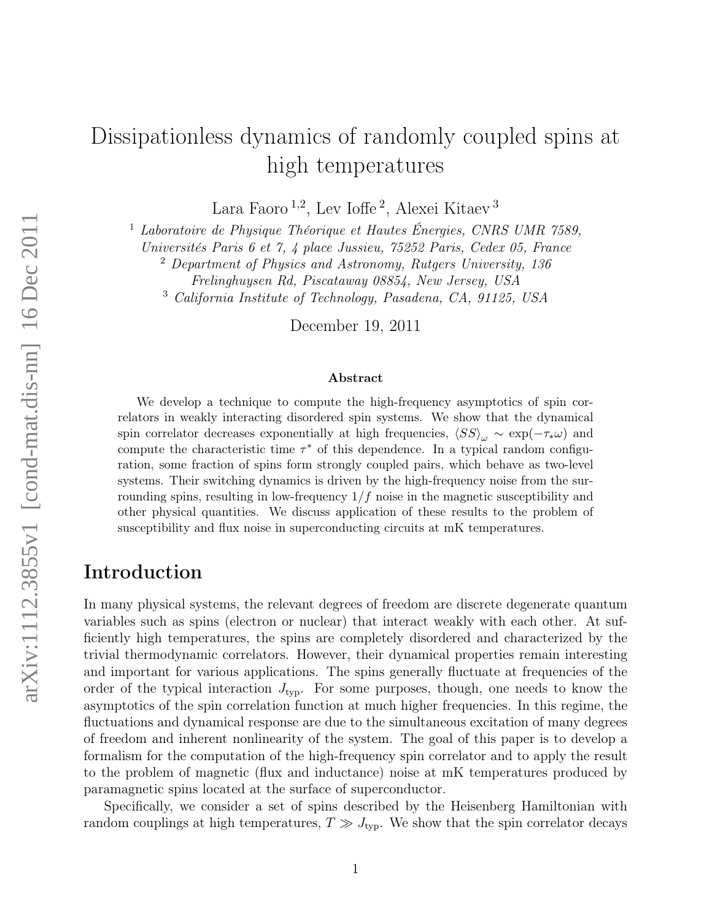# Dissipationless dynamics of randomly coupled spins at high temperatures

Lara Faoro [1,2], Lev Ioffe [2], Alexei Kitaev [3]

[1] *Laboratoire de Physique Théorique et Hautes Énergies, CNRS UMR 7589, Universités Paris 6 et 7, 4 place Jussieu, 75252 Paris, Cedex 05, France*
[2] *Department of Physics and Astronomy, Rutgers University, 136 Frelinghuysen Rd, Piscataway 08854, New Jersey, USA*
[3] *California Institute of Technology, Pasadena, CA, 91125, USA*

December 19, 2011

### Abstract

We develop a technique to compute the high-frequency asymptotics of spin correlators in weakly interacting disordered spin systems. We show that the dynamical spin correlator decreases exponentially at high frequencies, $\langle SS \rangle_\omega \sim \exp(-\tau_* \omega)$ and compute the characteristic time $\tau^*$ of this dependence. In a typical random configuration, some fraction of spins form strongly coupled pairs, which behave as two-level systems. Their switching dynamics is driven by the high-frequency noise from the surrounding spins, resulting in low-frequency $1/f$ noise in the magnetic susceptibility and other physical quantities. We discuss application of these results to the problem of susceptibility and flux noise in superconducting circuits at mK temperatures.

## Introduction

In many physical systems, the relevant degrees of freedom are discrete degenerate quantum variables such as spins (electron or nuclear) that interact weakly with each other. At sufficiently high temperatures, the spins are completely disordered and characterized by the trivial thermodynamic correlators. However, their dynamical properties remain interesting and important for various applications. The spins generally fluctuate at frequencies of the order of the typical interaction $J_{\text{typ}}$. For some purposes, though, one needs to know the asymptotics of the spin correlation function at much higher frequencies. In this regime, the fluctuations and dynamical response are due to the simultaneous excitation of many degrees of freedom and inherent nonlinearity of the system. The goal of this paper is to develop a formalism for the computation of the high-frequency spin correlator and to apply the result to the problem of magnetic (flux and inductance) noise at mK temperatures produced by paramagnetic spins located at the surface of superconductor.

Specifically, we consider a set of spins described by the Heisenberg Hamiltonian with random couplings at high temperatures, $T \gg J_{\text{typ}}$. We show that the spin correlator decays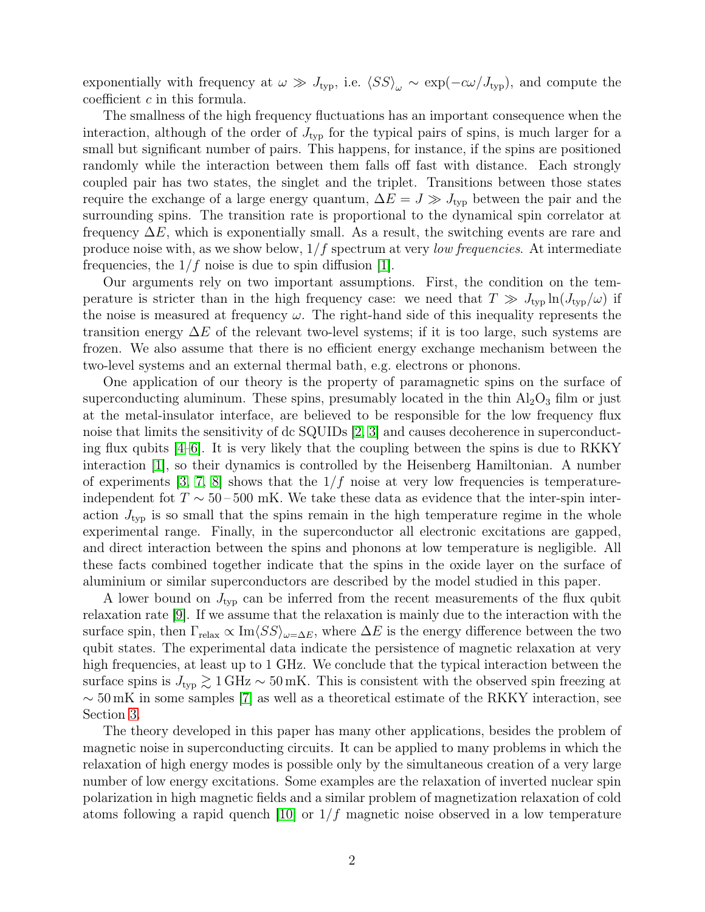exponentially with frequency at $\omega \gg J_{\rm typ}$, i.e. $\langle SS \rangle_\omega \sim \exp(-c\omega/J_{\rm typ})$, and compute the coefficient $c$ in this formula.

The smallness of the high frequency fluctuations has an important consequence when the interaction, although of the order of $J_{\rm typ}$ for the typical pairs of spins, is much larger for a small but significant number of pairs. This happens, for instance, if the spins are positioned randomly while the interaction between them falls off fast with distance. Each strongly coupled pair has two states, the singlet and the triplet. Transitions between those states require the exchange of a large energy quantum, $\Delta E = J \gg J_{\rm typ}$ between the pair and the surrounding spins. The transition rate is proportional to the dynamical spin correlator at frequency $\Delta E$, which is exponentially small. As a result, the switching events are rare and produce noise with, as we show below, $1/f$ spectrum at very *low frequencies*. At intermediate frequencies, the $1/f$ noise is due to spin diffusion [1].

Our arguments rely on two important assumptions. First, the condition on the temperature is stricter than in the high frequency case: we need that $T \gg J_{\rm typ} \ln(J_{\rm typ}/\omega)$ if the noise is measured at frequency $\omega$. The right-hand side of this inequality represents the transition energy $\Delta E$ of the relevant two-level systems; if it is too large, such systems are frozen. We also assume that there is no efficient energy exchange mechanism between the two-level systems and an external thermal bath, e.g. electrons or phonons.

One application of our theory is the property of paramagnetic spins on the surface of superconducting aluminum. These spins, presumably located in the thin $Al_2O_3$ film or just at the metal-insulator interface, are believed to be responsible for the low frequency flux noise that limits the sensitivity of dc SQUIDs [2, 3] and causes decoherence in superconducting flux qubits [4–6]. It is very likely that the coupling between the spins is due to RKKY interaction [1], so their dynamics is controlled by the Heisenberg Hamiltonian. A number of experiments [3, 7, 8] shows that the $1/f$ noise at very low frequencies is temperature-independent fot $T \sim 50 - 500$ mK. We take these data as evidence that the inter-spin interaction $J_{\rm typ}$ is so small that the spins remain in the high temperature regime in the whole experimental range. Finally, in the superconductor all electronic excitations are gapped, and direct interaction between the spins and phonons at low temperature is negligible. All these facts combined together indicate that the spins in the oxide layer on the surface of aluminium or similar superconductors are described by the model studied in this paper.

A lower bound on $J_{\rm typ}$ can be inferred from the recent measurements of the flux qubit relaxation rate [9]. If we assume that the relaxation is mainly due to the interaction with the surface spin, then $\Gamma_{\rm relax} \propto {\rm Im}\langle SS \rangle_{\omega=\Delta E}$, where $\Delta E$ is the energy difference between the two qubit states. The experimental data indicate the persistence of magnetic relaxation at very high frequencies, at least up to 1 GHz. We conclude that the typical interaction between the surface spins is $J_{\rm typ} \gtrsim 1\,{\rm GHz} \sim 50\,{\rm mK}$. This is consistent with the observed spin freezing at $\sim 50\,{\rm mK}$ in some samples [7] as well as a theoretical estimate of the RKKY interaction, see Section 3.

The theory developed in this paper has many other applications, besides the problem of magnetic noise in superconducting circuits. It can be applied to many problems in which the relaxation of high energy modes is possible only by the simultaneous creation of a very large number of low energy excitations. Some examples are the relaxation of inverted nuclear spin polarization in high magnetic fields and a similar problem of magnetization relaxation of cold atoms following a rapid quench [10] or $1/f$ magnetic noise observed in a low temperature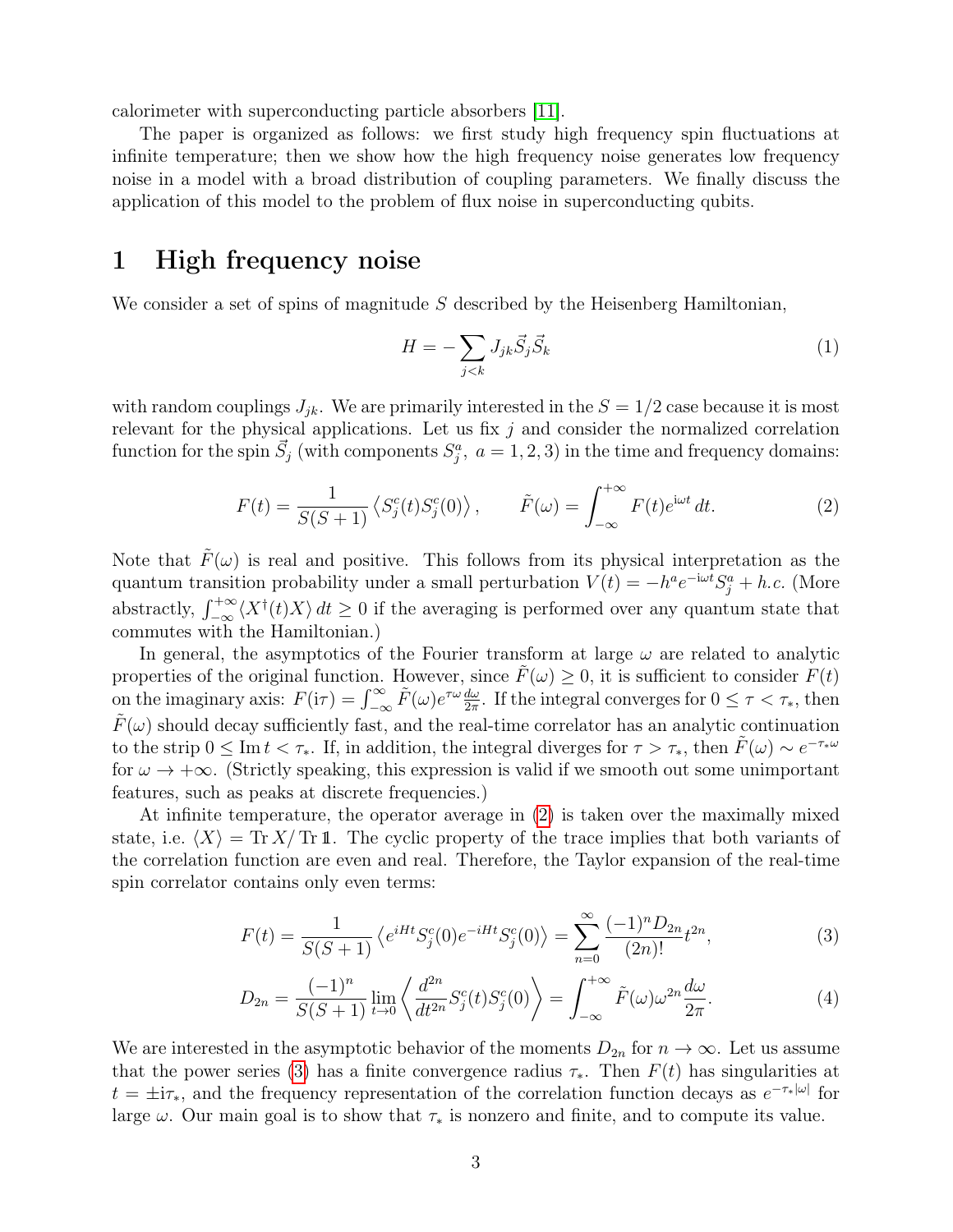calorimeter with superconducting particle absorbers [11].

The paper is organized as follows: we first study high frequency spin fluctuations at infinite temperature; then we show how the high frequency noise generates low frequency noise in a model with a broad distribution of coupling parameters. We finally discuss the application of this model to the problem of flux noise in superconducting qubits.

# 1 High frequency noise

We consider a set of spins of magnitude $S$ described by the Heisenberg Hamiltonian,

$$H = -\sum_{j<k} J_{jk} \vec{S}_j \vec{S}_k \tag{1}$$

with random couplings $J_{jk}$. We are primarily interested in the $S = 1/2$ case because it is most relevant for the physical applications. Let us fix $j$ and consider the normalized correlation function for the spin $\vec{S}_j$ (with components $S_j^a$, $a = 1, 2, 3$) in the time and frequency domains:

$$F(t) = \frac{1}{S(S+1)} \left\langle S_j^c(t) S_j^c(0) \right\rangle, \qquad \tilde{F}(\omega) = \int_{-\infty}^{+\infty} F(t) e^{\mathrm{i}\omega t}\, dt. \tag{2}$$

Note that $\tilde{F}(\omega)$ is real and positive. This follows from its physical interpretation as the quantum transition probability under a small perturbation $V(t) = -h^a e^{-\mathrm{i}\omega t} S_j^a + h.c.$ (More abstractly, $\int_{-\infty}^{+\infty} \langle X^\dagger(t) X \rangle\, dt \geq 0$ if the averaging is performed over any quantum state that commutes with the Hamiltonian.)

In general, the asymptotics of the Fourier transform at large $\omega$ are related to analytic properties of the original function. However, since $\tilde{F}(\omega) \geq 0$, it is sufficient to consider $F(t)$ on the imaginary axis: $F(\mathrm{i}\tau) = \int_{-\infty}^{\infty} \tilde{F}(\omega) e^{\tau\omega} \frac{d\omega}{2\pi}$. If the integral converges for $0 \leq \tau < \tau_*$, then $\tilde{F}(\omega)$ should decay sufficiently fast, and the real-time correlator has an analytic continuation to the strip $0 \leq \operatorname{Im} t < \tau_*$. If, in addition, the integral diverges for $\tau > \tau_*$, then $\tilde{F}(\omega) \sim e^{-\tau_* \omega}$ for $\omega \to +\infty$. (Strictly speaking, this expression is valid if we smooth out some unimportant features, such as peaks at discrete frequencies.)

At infinite temperature, the operator average in (2) is taken over the maximally mixed state, i.e. $\langle X \rangle = \operatorname{Tr} X / \operatorname{Tr} \mathbb{1}$. The cyclic property of the trace implies that both variants of the correlation function are even and real. Therefore, the Taylor expansion of the real-time spin correlator contains only even terms:

$$F(t) = \frac{1}{S(S+1)} \left\langle e^{iHt} S_j^c(0) e^{-iHt} S_j^c(0) \right\rangle = \sum_{n=0}^{\infty} \frac{(-1)^n D_{2n}}{(2n)!} t^{2n}, \tag{3}$$

$$D_{2n} = \frac{(-1)^n}{S(S+1)} \lim_{t \to 0} \left\langle \frac{d^{2n}}{dt^{2n}} S_j^c(t) S_j^c(0) \right\rangle = \int_{-\infty}^{+\infty} \tilde{F}(\omega) \omega^{2n} \frac{d\omega}{2\pi}. \tag{4}$$

We are interested in the asymptotic behavior of the moments $D_{2n}$ for $n \to \infty$. Let us assume that the power series (3) has a finite convergence radius $\tau_*$. Then $F(t)$ has singularities at $t = \pm \mathrm{i}\tau_*$, and the frequency representation of the correlation function decays as $e^{-\tau_* |\omega|}$ for large $\omega$. Our main goal is to show that $\tau_*$ is nonzero and finite, and to compute its value.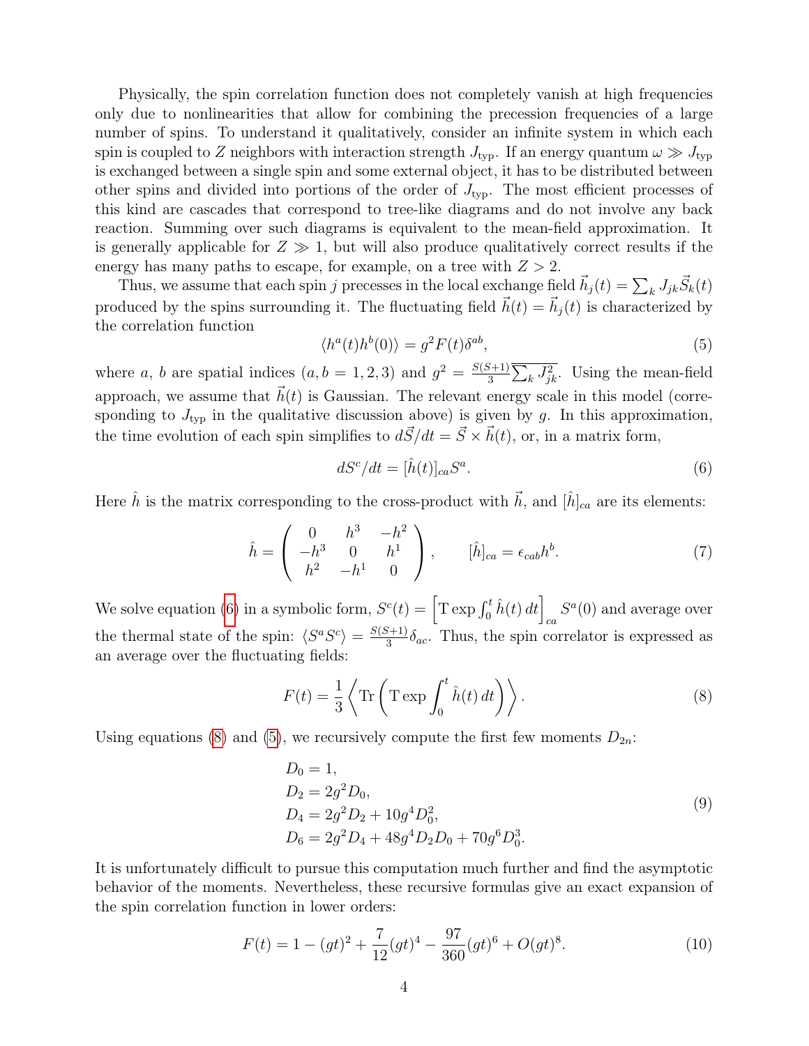Physically, the spin correlation function does not completely vanish at high frequencies only due to nonlinearities that allow for combining the precession frequencies of a large number of spins. To understand it qualitatively, consider an infinite system in which each spin is coupled to $Z$ neighbors with interaction strength $J_{\mathrm{typ}}$. If an energy quantum $\omega \gg J_{\mathrm{typ}}$ is exchanged between a single spin and some external object, it has to be distributed between other spins and divided into portions of the order of $J_{\mathrm{typ}}$. The most efficient processes of this kind are cascades that correspond to tree-like diagrams and do not involve any back reaction. Summing over such diagrams is equivalent to the mean-field approximation. It is generally applicable for $Z \gg 1$, but will also produce qualitatively correct results if the energy has many paths to escape, for example, on a tree with $Z > 2$.

Thus, we assume that each spin $j$ precesses in the local exchange field $\vec{h}_j(t) = \sum_k J_{jk}\vec{S}_k(t)$ produced by the spins surrounding it. The fluctuating field $\vec{h}(t) = \vec{h}_j(t)$ is characterized by the correlation function

$$\langle h^a(t) h^b(0) \rangle = g^2 F(t) \delta^{ab}, \tag{5}$$

where $a$, $b$ are spatial indices $(a, b = 1, 2, 3)$ and $g^2 = \frac{S(S+1)}{3} \sum_k J_{jk}^2$. Using the mean-field approach, we assume that $\vec{h}(t)$ is Gaussian. The relevant energy scale in this model (corresponding to $J_{\mathrm{typ}}$ in the qualitative discussion above) is given by $g$. In this approximation, the time evolution of each spin simplifies to $d\vec{S}/dt = \vec{S} \times \vec{h}(t)$, or, in a matrix form,

$$dS^c/dt = [\hat{h}(t)]_{ca} S^a. \tag{6}$$

Here $\hat{h}$ is the matrix corresponding to the cross-product with $\vec{h}$, and $[\hat{h}]_{ca}$ are its elements:

$$\hat{h} = \begin{pmatrix} 0 & h^3 & -h^2 \\ -h^3 & 0 & h^1 \\ h^2 & -h^1 & 0 \end{pmatrix}, \qquad [\hat{h}]_{ca} = \epsilon_{cab} h^b. \tag{7}$$

We solve equation (6) in a symbolic form, $S^c(t) = \left[ \mathrm{T} \exp \int_0^t \hat{h}(t)\, dt \right]_{ca} S^a(0)$ and average over the thermal state of the spin: $\langle S^a S^c \rangle = \frac{S(S+1)}{3} \delta_{ac}$. Thus, the spin correlator is expressed as an average over the fluctuating fields:

$$F(t) = \frac{1}{3} \left\langle \mathrm{Tr} \left( \mathrm{T} \exp \int_0^t \hat{h}(t)\, dt \right) \right\rangle. \tag{8}$$

Using equations (8) and (5), we recursively compute the first few moments $D_{2n}$:

$$\begin{aligned} D_0 &= 1, \\ D_2 &= 2g^2 D_0, \\ D_4 &= 2g^2 D_2 + 10 g^4 D_0^2, \\ D_6 &= 2g^2 D_4 + 48 g^4 D_2 D_0 + 70 g^6 D_0^3. \end{aligned} \tag{9}$$

It is unfortunately difficult to pursue this computation much further and find the asymptotic behavior of the moments. Nevertheless, these recursive formulas give an exact expansion of the spin correlation function in lower orders:

$$F(t) = 1 - (gt)^2 + \frac{7}{12}(gt)^4 - \frac{97}{360}(gt)^6 + O(gt)^8. \tag{10}$$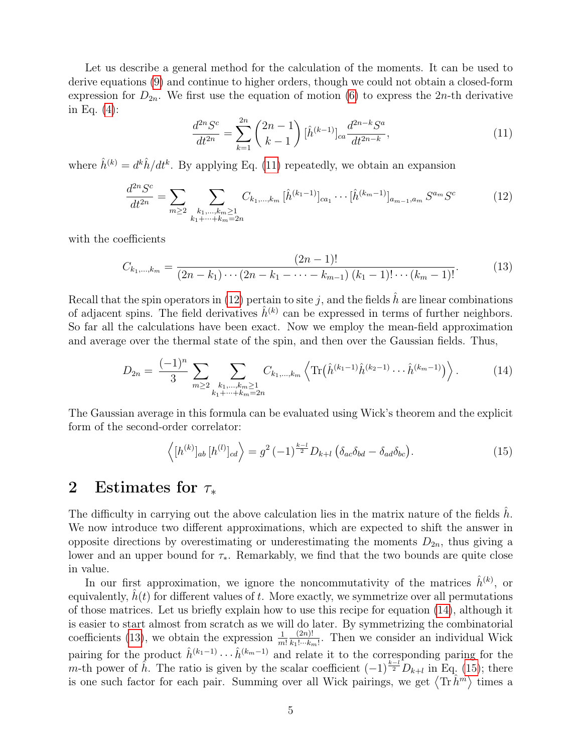Let us describe a general method for the calculation of the moments. It can be used to derive equations (9) and continue to higher orders, though we could not obtain a closed-form expression for $D_{2n}$. We first use the equation of motion (6) to express the $2n$-th derivative in Eq. (4):

$$\frac{d^{2n}S^c}{dt^{2n}} = \sum_{k=1}^{2n} \binom{2n-1}{k-1} [\hat{h}^{(k-1)}]_{ca} \frac{d^{2n-k}S^a}{dt^{2n-k}}, \tag{11}$$

where $\hat{h}^{(k)} = d^k\hat{h}/dt^k$. By applying Eq. (11) repeatedly, we obtain an expansion

$$\frac{d^{2n}S^c}{dt^{2n}} = \sum_{m\geq 2} \sum_{\substack{k_1,\dots,k_m\geq 1\\ k_1+\cdots+k_m=2n}} C_{k_1,\dots,k_m} [\hat{h}^{(k_1-1)}]_{ca_1} \cdots [\hat{h}^{(k_m-1)}]_{a_{m-1},a_m} S^{a_m} S^c \tag{12}$$

with the coefficients

$$C_{k_1,\dots,k_m} = \frac{(2n-1)!}{(2n-k_1)\cdots(2n-k_1-\cdots-k_{m-1})\,(k_1-1)!\cdots(k_m-1)!}. \tag{13}$$

Recall that the spin operators in (12) pertain to site $j$, and the fields $\hat{h}$ are linear combinations of adjacent spins. The field derivatives $\hat{h}^{(k)}$ can be expressed in terms of further neighbors. So far all the calculations have been exact. Now we employ the mean-field approximation and average over the thermal state of the spin, and then over the Gaussian fields. Thus,

$$D_{2n} = \frac{(-1)^n}{3} \sum_{m\geq 2} \sum_{\substack{k_1,\dots,k_m\geq 1\\ k_1+\cdots+k_m=2n}} C_{k_1,\dots,k_m} \left\langle \mathrm{Tr}\big(\hat{h}^{(k_1-1)}\hat{h}^{(k_2-1)}\cdots\hat{h}^{(k_m-1)}\big)\right\rangle. \tag{14}$$

The Gaussian average in this formula can be evaluated using Wick's theorem and the explicit form of the second-order correlator:

$$\left\langle [h^{(k)}]_{ab}\,[h^{(l)}]_{cd}\right\rangle = g^2\,(-1)^{\frac{k-l}{2}} D_{k+l}\,\big(\delta_{ac}\delta_{bd} - \delta_{ad}\delta_{bc}\big). \tag{15}$$

## 2 Estimates for $\tau_*$

The difficulty in carrying out the above calculation lies in the matrix nature of the fields $\hat{h}$. We now introduce two different approximations, which are expected to shift the answer in opposite directions by overestimating or underestimating the moments $D_{2n}$, thus giving a lower and an upper bound for $\tau_*$. Remarkably, we find that the two bounds are quite close in value.

In our first approximation, we ignore the noncommutativity of the matrices $\hat{h}^{(k)}$, or equivalently, $\hat{h}(t)$ for different values of $t$. More exactly, we symmetrize over all permutations of those matrices. Let us briefly explain how to use this recipe for equation (14), although it is easier to start almost from scratch as we will do later. By symmetrizing the combinatorial coefficients (13), we obtain the expression $\frac{1}{m!}\frac{(2n)!}{k_1!\cdots k_m!}$. Then we consider an individual Wick pairing for the product $\hat{h}^{(k_1-1)}\cdots\hat{h}^{(k_m-1)}$ and relate it to the corresponding paring for the $m$-th power of $\hat{h}$. The ratio is given by the scalar coefficient $(-1)^{\frac{k-l}{2}}D_{k+l}$ in Eq. (15); there is one such factor for each pair. Summing over all Wick pairings, we get $\langle \mathrm{Tr}\,\hat{h}^m\rangle$ times a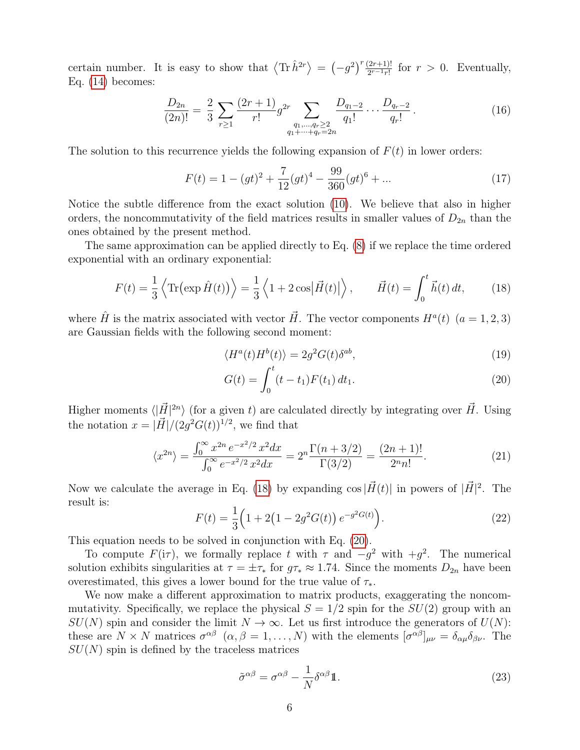certain number. It is easy to show that $\left\langle \operatorname{Tr} \hat{h}^{2r} \right\rangle = \left(-g^2\right)^r \frac{(2r+1)!}{2^{r-1} r!}$ for $r > 0$. Eventually, Eq. (14) becomes:

$$\frac{D_{2n}}{(2n)!} = \frac{2}{3} \sum_{r \geq 1} \frac{(2r+1)}{r!} g^{2r} \sum_{\substack{q_1, \ldots, q_r \geq 2 \\ q_1 + \cdots + q_r = 2n}} \frac{D_{q_1 - 2}}{q_1!} \cdots \frac{D_{q_r - 2}}{q_r!} \,. \tag{16}$$

The solution to this recurrence yields the following expansion of $F(t)$ in lower orders:

$$F(t) = 1 - (gt)^2 + \frac{7}{12}(gt)^4 - \frac{99}{360}(gt)^6 + \ldots \tag{17}$$

Notice the subtle difference from the exact solution (10). We believe that also in higher orders, the noncommutativity of the field matrices results in smaller values of $D_{2n}$ than the ones obtained by the present method.

The same approximation can be applied directly to Eq. (8) if we replace the time ordered exponential with an ordinary exponential:

$$F(t) = \frac{1}{3} \left\langle \operatorname{Tr}\big(\exp \hat{H}(t)\big) \right\rangle = \frac{1}{3} \left\langle 1 + 2 \cos \big|\vec{H}(t)\big| \right\rangle, \qquad \vec{H}(t) = \int_0^t \vec{h}(t)\, dt, \tag{18}$$

where $\hat{H}$ is the matrix associated with vector $\vec{H}$. The vector components $H^a(t)$ $(a = 1, 2, 3)$ are Gaussian fields with the following second moment:

$$\langle H^a(t) H^b(t) \rangle = 2g^2 G(t) \delta^{ab}, \tag{19}$$

$$G(t) = \int_0^t (t - t_1) F(t_1)\, dt_1. \tag{20}$$

Higher moments $\langle |\vec{H}|^{2n} \rangle$ (for a given $t$) are calculated directly by integrating over $\vec{H}$. Using the notation $x = |\vec{H}|/(2g^2 G(t))^{1/2}$, we find that

$$\langle x^{2n} \rangle = \frac{\int_0^\infty x^{2n}\, e^{-x^2/2}\, x^2 dx}{\int_0^\infty e^{-x^2/2}\, x^2 dx} = 2^n \frac{\Gamma(n + 3/2)}{\Gamma(3/2)} = \frac{(2n+1)!}{2^n n!}. \tag{21}$$

Now we calculate the average in Eq. (18) by expanding $\cos|\vec{H}(t)|$ in powers of $|\vec{H}|^2$. The result is:

$$F(t) = \frac{1}{3} \Big( 1 + 2\big(1 - 2g^2 G(t)\big)\, e^{-g^2 G(t)} \Big). \tag{22}$$

This equation needs to be solved in conjunction with Eq. (20).

To compute $F(i\tau)$, we formally replace $t$ with $\tau$ and $-g^2$ with $+g^2$. The numerical solution exhibits singularities at $\tau = \pm \tau_*$ for $g\tau_* \approx 1.74$. Since the moments $D_{2n}$ have been overestimated, this gives a lower bound for the true value of $\tau_*$.

We now make a different approximation to matrix products, exaggerating the noncommutativity. Specifically, we replace the physical $S = 1/2$ spin for the $SU(2)$ group with an $SU(N)$ spin and consider the limit $N \to \infty$. Let us first introduce the generators of $U(N)$: these are $N \times N$ matrices $\sigma^{\alpha\beta}$ $(\alpha, \beta = 1, \ldots, N)$ with the elements $[\sigma^{\alpha\beta}]_{\mu\nu} = \delta_{\alpha\mu} \delta_{\beta\nu}$. The $SU(N)$ spin is defined by the traceless matrices

$$\tilde{\sigma}^{\alpha\beta} = \sigma^{\alpha\beta} - \frac{1}{N} \delta^{\alpha\beta} \mathbb{1}. \tag{23}$$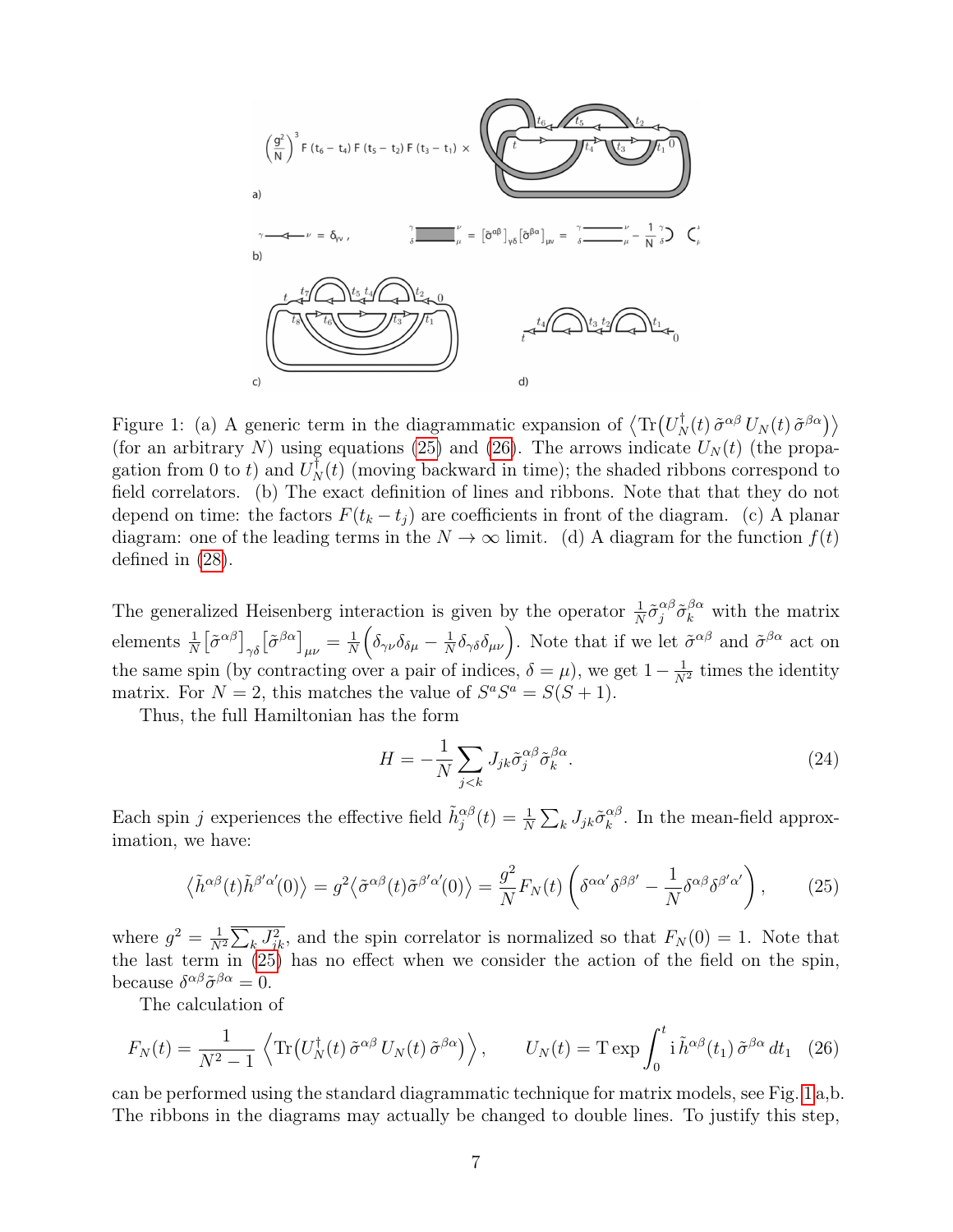Figure 1: (a) A generic term in the diagrammatic expansion of $\langle \mathrm{Tr}\big(U_N^\dagger(t)\,\tilde{\sigma}^{\alpha\beta}\,U_N(t)\,\tilde{\sigma}^{\beta\alpha}\big)\rangle$ (for an arbitrary $N$) using equations (25) and (26). The arrows indicate $U_N(t)$ (the propagation from 0 to $t$) and $U_N^\dagger(t)$ (moving backward in time); the shaded ribbons correspond to field correlators. (b) The exact definition of lines and ribbons. Note that that they do not depend on time: the factors $F(t_k - t_j)$ are coefficients in front of the diagram. (c) A planar diagram: one of the leading terms in the $N \to \infty$ limit. (d) A diagram for the function $f(t)$ defined in (28).

The generalized Heisenberg interaction is given by the operator $\frac{1}{N}\tilde{\sigma}_j^{\alpha\beta}\tilde{\sigma}_k^{\beta\alpha}$ with the matrix elements $\frac{1}{N}\big[\tilde{\sigma}^{\alpha\beta}\big]_{\gamma\delta}\big[\tilde{\sigma}^{\beta\alpha}\big]_{\mu\nu} = \frac{1}{N}\Big(\delta_{\gamma\nu}\delta_{\delta\mu} - \frac{1}{N}\delta_{\gamma\delta}\delta_{\mu\nu}\Big)$. Note that if we let $\tilde{\sigma}^{\alpha\beta}$ and $\tilde{\sigma}^{\beta\alpha}$ act on the same spin (by contracting over a pair of indices, $\delta = \mu$), we get $1 - \frac{1}{N^2}$ times the identity matrix. For $N = 2$, this matches the value of $S^a S^a = S(S+1)$.

Thus, the full Hamiltonian has the form

$$H = -\frac{1}{N}\sum_{j<k} J_{jk}\tilde{\sigma}_j^{\alpha\beta}\tilde{\sigma}_k^{\beta\alpha}. \tag{24}$$

Each spin $j$ experiences the effective field $\tilde{h}_j^{\alpha\beta}(t) = \frac{1}{N}\sum_k J_{jk}\tilde{\sigma}_k^{\alpha\beta}$. In the mean-field approximation, we have:

$$\big\langle \tilde{h}^{\alpha\beta}(t)\tilde{h}^{\beta'\alpha'}(0)\big\rangle = g^2\big\langle \tilde{\sigma}^{\alpha\beta}(t)\tilde{\sigma}^{\beta'\alpha'}(0)\big\rangle = \frac{g^2}{N}F_N(t)\left(\delta^{\alpha\alpha'}\delta^{\beta\beta'} - \frac{1}{N}\delta^{\alpha\beta}\delta^{\beta'\alpha'}\right), \tag{25}$$

where $g^2 = \frac{1}{N^2}\overline{\sum_k J_{jk}^2}$, and the spin correlator is normalized so that $F_N(0) = 1$. Note that the last term in (25) has no effect when we consider the action of the field on the spin, because $\delta^{\alpha\beta}\tilde{\sigma}^{\beta\alpha} = 0$.

The calculation of

$$F_N(t) = \frac{1}{N^2-1}\,\Big\langle \mathrm{Tr}\big(U_N^\dagger(t)\,\tilde{\sigma}^{\alpha\beta}\,U_N(t)\,\tilde{\sigma}^{\beta\alpha}\big)\Big\rangle, \qquad U_N(t) = \mathrm{T}\exp\int_0^t \mathrm{i}\,\tilde{h}^{\alpha\beta}(t_1)\,\tilde{\sigma}^{\beta\alpha}\,dt_1 \quad (26)$$

can be performed using the standard diagrammatic technique for matrix models, see Fig. 1a,b. The ribbons in the diagrams may actually be changed to double lines. To justify this step,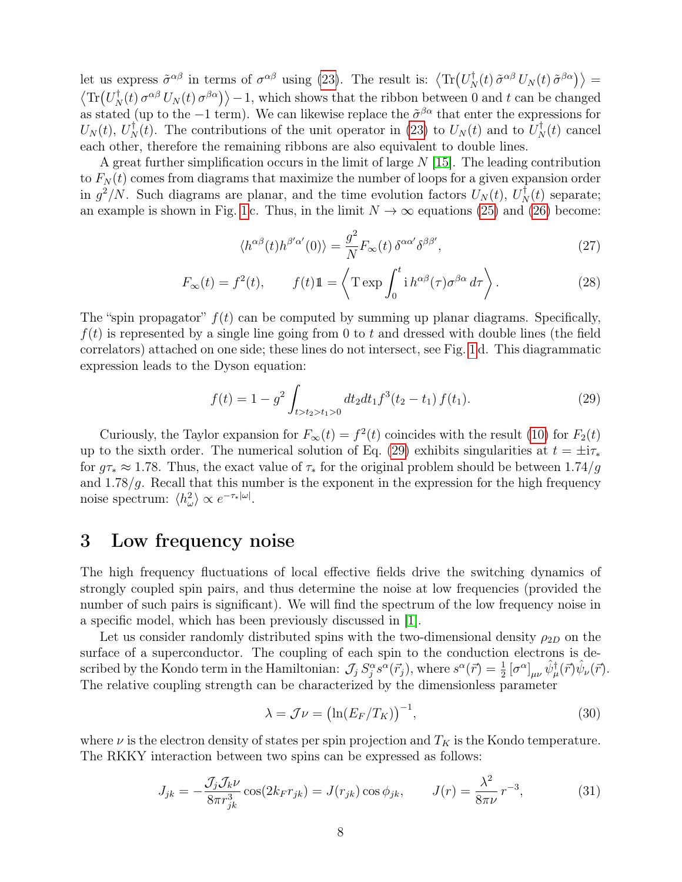let us express $\tilde{\sigma}^{\alpha\beta}$ in terms of $\sigma^{\alpha\beta}$ using (23). The result is: $\big\langle \mathrm{Tr}\big(U_N^\dagger(t)\,\tilde{\sigma}^{\alpha\beta}\,U_N(t)\,\tilde{\sigma}^{\beta\alpha}\big)\big\rangle = \big\langle \mathrm{Tr}\big(U_N^\dagger(t)\,\sigma^{\alpha\beta}\,U_N(t)\,\sigma^{\beta\alpha}\big)\big\rangle - 1$, which shows that the ribbon between 0 and $t$ can be changed as stated (up to the $-1$ term). We can likewise replace the $\tilde{\sigma}^{\beta\alpha}$ that enter the expressions for $U_N(t)$, $U_N^\dagger(t)$. The contributions of the unit operator in (23) to $U_N(t)$ and to $U_N^\dagger(t)$ cancel each other, therefore the remaining ribbons are also equivalent to double lines.

A great further simplification occurs in the limit of large $N$ [15]. The leading contribution to $F_N(t)$ comes from diagrams that maximize the number of loops for a given expansion order in $g^2/N$. Such diagrams are planar, and the time evolution factors $U_N(t)$, $U_N^\dagger(t)$ separate; an example is shown in Fig. 1c. Thus, in the limit $N\to\infty$ equations (25) and (26) become:

$$\langle h^{\alpha\beta}(t)h^{\beta'\alpha'}(0)\rangle = \frac{g^2}{N}F_\infty(t)\,\delta^{\alpha\alpha'}\delta^{\beta\beta'}, \tag{27}$$

$$F_\infty(t) = f^2(t), \qquad f(t)\mathbb{1} = \left\langle \mathrm{T}\exp\int_0^t \mathrm{i}\,h^{\alpha\beta}(\tau)\sigma^{\beta\alpha}\,d\tau\right\rangle. \tag{28}$$

The "spin propagator" $f(t)$ can be computed by summing up planar diagrams. Specifically, $f(t)$ is represented by a single line going from 0 to $t$ and dressed with double lines (the field correlators) attached on one side; these lines do not intersect, see Fig. 1d. This diagrammatic expression leads to the Dyson equation:

$$f(t) = 1 - g^2\int_{t>t_2>t_1>0} dt_2 dt_1 f^3(t_2-t_1)\,f(t_1). \tag{29}$$

Curiously, the Taylor expansion for $F_\infty(t) = f^2(t)$ coincides with the result (10) for $F_2(t)$ up to the sixth order. The numerical solution of Eq. (29) exhibits singularities at $t=\pm\mathrm{i}\tau_*$ for $g\tau_*\approx 1.78$. Thus, the exact value of $\tau_*$ for the original problem should be between $1.74/g$ and $1.78/g$. Recall that this number is the exponent in the expression for the high frequency noise spectrum: $\langle h_\omega^2\rangle \propto e^{-\tau_*|\omega|}$.

## 3 Low frequency noise

The high frequency fluctuations of local effective fields drive the switching dynamics of strongly coupled spin pairs, and thus determine the noise at low frequencies (provided the number of such pairs is significant). We will find the spectrum of the low frequency noise in a specific model, which has been previously discussed in [1].

Let us consider randomly distributed spins with the two-dimensional density $\rho_{2D}$ on the surface of a superconductor. The coupling of each spin to the conduction electrons is described by the Kondo term in the Hamiltonian: $\mathcal{J}_j\,S_j^\alpha s^\alpha(\vec{r}_j)$, where $s^\alpha(\vec{r}) = \frac{1}{2}\left[\sigma^\alpha\right]_{\mu\nu}\hat{\psi}_\mu^\dagger(\vec{r})\hat{\psi}_\nu(\vec{r})$. The relative coupling strength can be characterized by the dimensionless parameter

$$\lambda = \mathcal{J}\nu = \big(\ln(E_F/T_K)\big)^{-1}, \tag{30}$$

where $\nu$ is the electron density of states per spin projection and $T_K$ is the Kondo temperature. The RKKY interaction between two spins can be expressed as follows:

$$J_{jk} = -\frac{\mathcal{J}_j\mathcal{J}_k\nu}{8\pi r_{jk}^3}\cos(2k_F r_{jk}) = J(r_{jk})\cos\phi_{jk}, \qquad J(r) = \frac{\lambda^2}{8\pi\nu}\,r^{-3}, \tag{31}$$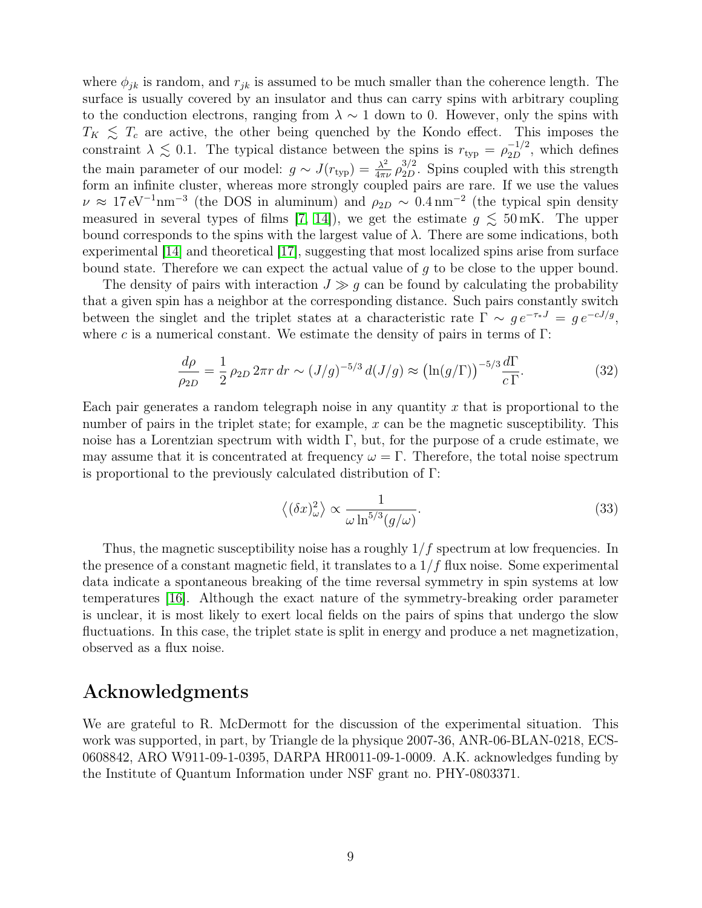where $\phi_{jk}$ is random, and $r_{jk}$ is assumed to be much smaller than the coherence length. The surface is usually covered by an insulator and thus can carry spins with arbitrary coupling to the conduction electrons, ranging from $\lambda \sim 1$ down to 0. However, only the spins with $T_K \lesssim T_c$ are active, the other being quenched by the Kondo effect. This imposes the constraint $\lambda \lesssim 0.1$. The typical distance between the spins is $r_{\rm typ} = \rho_{2D}^{-1/2}$, which defines the main parameter of our model: $g \sim J(r_{\rm typ}) = \frac{\lambda^2}{4\pi\nu}\,\rho_{2D}^{3/2}$. Spins coupled with this strength form an infinite cluster, whereas more strongly coupled pairs are rare. If we use the values $\nu \approx 17\,\mathrm{eV}^{-1}\mathrm{nm}^{-3}$ (the DOS in aluminum) and $\rho_{2D} \sim 0.4\,\mathrm{nm}^{-2}$ (the typical spin density measured in several types of films [7, 14]), we get the estimate $g \lesssim 50\,\mathrm{mK}$. The upper bound corresponds to the spins with the largest value of $\lambda$. There are some indications, both experimental [14] and theoretical [17], suggesting that most localized spins arise from surface bound state. Therefore we can expect the actual value of $g$ to be close to the upper bound.

The density of pairs with interaction $J \gg g$ can be found by calculating the probability that a given spin has a neighbor at the corresponding distance. Such pairs constantly switch between the singlet and the triplet states at a characteristic rate $\Gamma \sim g\,e^{-\tau_* J} = g\,e^{-cJ/g}$, where $c$ is a numerical constant. We estimate the density of pairs in terms of $\Gamma$:

$$\frac{d\rho}{\rho_{2D}} = \frac{1}{2}\,\rho_{2D}\,2\pi r\,dr \sim (J/g)^{-5/3}\,d(J/g) \approx \big(\ln(g/\Gamma)\big)^{-5/3}\frac{d\Gamma}{c\,\Gamma}. \tag{32}$$

Each pair generates a random telegraph noise in any quantity $x$ that is proportional to the number of pairs in the triplet state; for example, $x$ can be the magnetic susceptibility. This noise has a Lorentzian spectrum with width $\Gamma$, but, for the purpose of a crude estimate, we may assume that it is concentrated at frequency $\omega = \Gamma$. Therefore, the total noise spectrum is proportional to the previously calculated distribution of $\Gamma$:

$$\left\langle (\delta x)^2_\omega \right\rangle \propto \frac{1}{\omega \ln^{5/3}(g/\omega)}. \tag{33}$$

Thus, the magnetic susceptibility noise has a roughly $1/f$ spectrum at low frequencies. In the presence of a constant magnetic field, it translates to a $1/f$ flux noise. Some experimental data indicate a spontaneous breaking of the time reversal symmetry in spin systems at low temperatures [16]. Although the exact nature of the symmetry-breaking order parameter is unclear, it is most likely to exert local fields on the pairs of spins that undergo the slow fluctuations. In this case, the triplet state is split in energy and produce a net magnetization, observed as a flux noise.

## Acknowledgments

We are grateful to R. McDermott for the discussion of the experimental situation. This work was supported, in part, by Triangle de la physique 2007-36, ANR-06-BLAN-0218, ECS-0608842, ARO W911-09-1-0395, DARPA HR0011-09-1-0009. A.K. acknowledges funding by the Institute of Quantum Information under NSF grant no. PHY-0803371.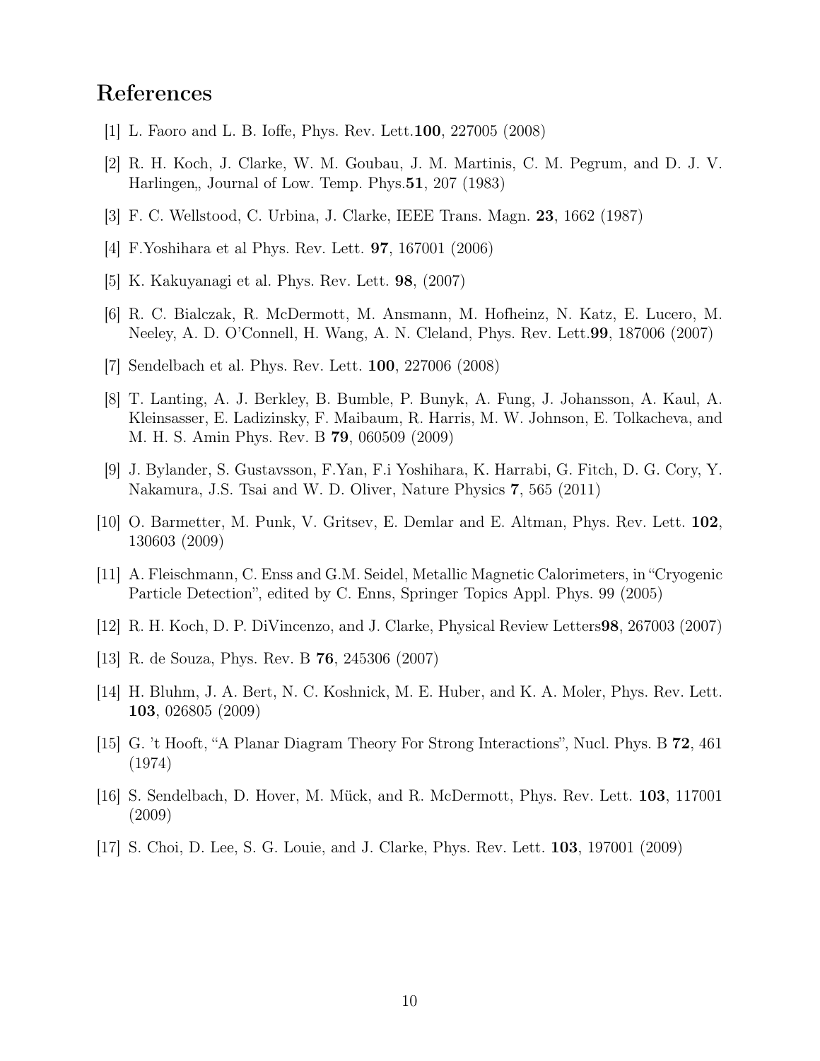# References

[1] L. Faoro and L. B. Ioffe, Phys. Rev. Lett.**100**, 227005 (2008)

[2] R. H. Koch, J. Clarke, W. M. Goubau, J. M. Martinis, C. M. Pegrum, and D. J. V. Harlingen,, Journal of Low. Temp. Phys.**51**, 207 (1983)

[3] F. C. Wellstood, C. Urbina, J. Clarke, IEEE Trans. Magn. **23**, 1662 (1987)

[4] F.Yoshihara et al Phys. Rev. Lett. **97**, 167001 (2006)

[5] K. Kakuyanagi et al. Phys. Rev. Lett. **98**, (2007)

[6] R. C. Bialczak, R. McDermott, M. Ansmann, M. Hofheinz, N. Katz, E. Lucero, M. Neeley, A. D. O'Connell, H. Wang, A. N. Cleland, Phys. Rev. Lett.**99**, 187006 (2007)

[7] Sendelbach et al. Phys. Rev. Lett. **100**, 227006 (2008)

[8] T. Lanting, A. J. Berkley, B. Bumble, P. Bunyk, A. Fung, J. Johansson, A. Kaul, A. Kleinsasser, E. Ladizinsky, F. Maibaum, R. Harris, M. W. Johnson, E. Tolkacheva, and M. H. S. Amin Phys. Rev. B **79**, 060509 (2009)

[9] J. Bylander, S. Gustavsson, F.Yan, F.i Yoshihara, K. Harrabi, G. Fitch, D. G. Cory, Y. Nakamura, J.S. Tsai and W. D. Oliver, Nature Physics **7**, 565 (2011)

[10] O. Barmetter, M. Punk, V. Gritsev, E. Demlar and E. Altman, Phys. Rev. Lett. **102**, 130603 (2009)

[11] A. Fleischmann, C. Enss and G.M. Seidel, Metallic Magnetic Calorimeters, in "Cryogenic Particle Detection", edited by C. Enns, Springer Topics Appl. Phys. 99 (2005)

[12] R. H. Koch, D. P. DiVincenzo, and J. Clarke, Physical Review Letters**98**, 267003 (2007)

[13] R. de Souza, Phys. Rev. B **76**, 245306 (2007)

[14] H. Bluhm, J. A. Bert, N. C. Koshnick, M. E. Huber, and K. A. Moler, Phys. Rev. Lett. **103**, 026805 (2009)

[15] G. 't Hooft, "A Planar Diagram Theory For Strong Interactions", Nucl. Phys. B **72**, 461 (1974)

[16] S. Sendelbach, D. Hover, M. Mück, and R. McDermott, Phys. Rev. Lett. **103**, 117001 (2009)

[17] S. Choi, D. Lee, S. G. Louie, and J. Clarke, Phys. Rev. Lett. **103**, 197001 (2009)